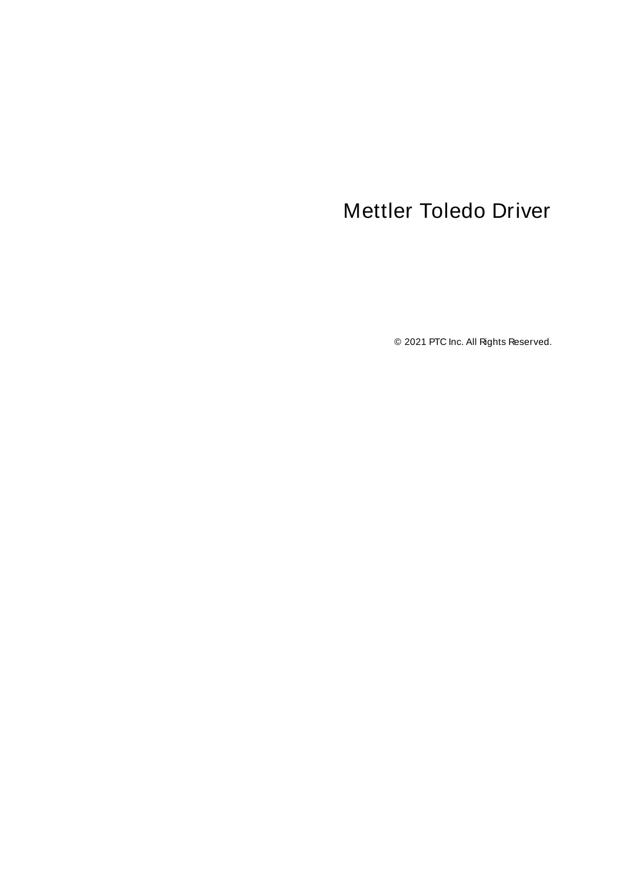# Mettler Toledo Driver

© 2021 PTC Inc. All Rights Reserved.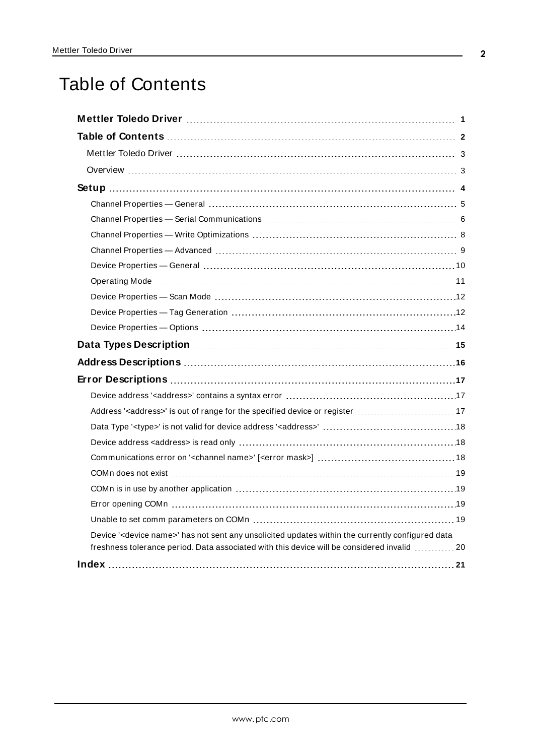# Table of Contents

**Mettler Toledo Driver** 1

**Table of Contents** 2

- Mettler Toledo Driver 3
- Overview 3

**Setup** 4

- Channel Properties — General 5
- Channel Properties — Serial Communications 6
- Channel Properties — Write Optimizations 8
- Channel Properties — Advanced 9
- Device Properties — General 10
- Operating Mode 11
- Device Properties — Scan Mode 12
- Device Properties — Tag Generation 12
- Device Properties — Options 14

**Data Types Description** 15

**Address Descriptions** 16

**Error Descriptions** 17

- Device address '<address>' contains a syntax error 17
- Address '<address>' is out of range for the specified device or register 17
- Data Type '<type>' is not valid for device address '<address>' 18
- Device address <address> is read only 18
- Communications error on '<channel name>' [<error mask>] 18
- COMn does not exist 19
- COMn is in use by another application 19
- Error opening COMn 19
- Unable to set comm parameters on COMn 19
- Device '<device name>' has not sent any unsolicited updates within the currently configured data freshness tolerance period. Data associated with this device will be considered invalid 20

**Index** 21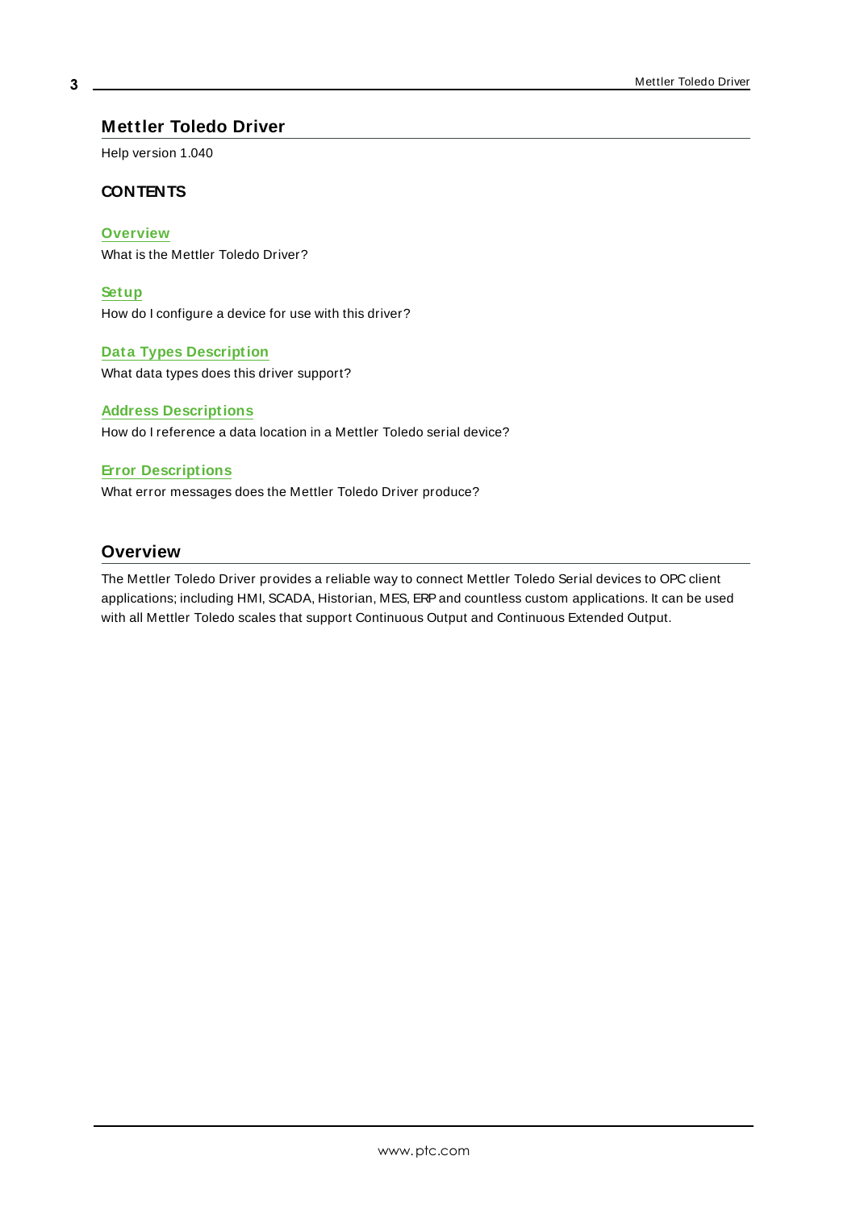# Mettler Toledo Driver

Help version 1.040

## CONTENTS

**Overview**
What is the Mettler Toledo Driver?

**Setup**
How do I configure a device for use with this driver?

**Data Types Description**
What data types does this driver support?

**Address Descriptions**
How do I reference a data location in a Mettler Toledo serial device?

**Error Descriptions**
What error messages does the Mettler Toledo Driver produce?

## Overview

The Mettler Toledo Driver provides a reliable way to connect Mettler Toledo Serial devices to OPC client applications; including HMI, SCADA, Historian, MES, ERP and countless custom applications. It can be used with all Mettler Toledo scales that support Continuous Output and Continuous Extended Output.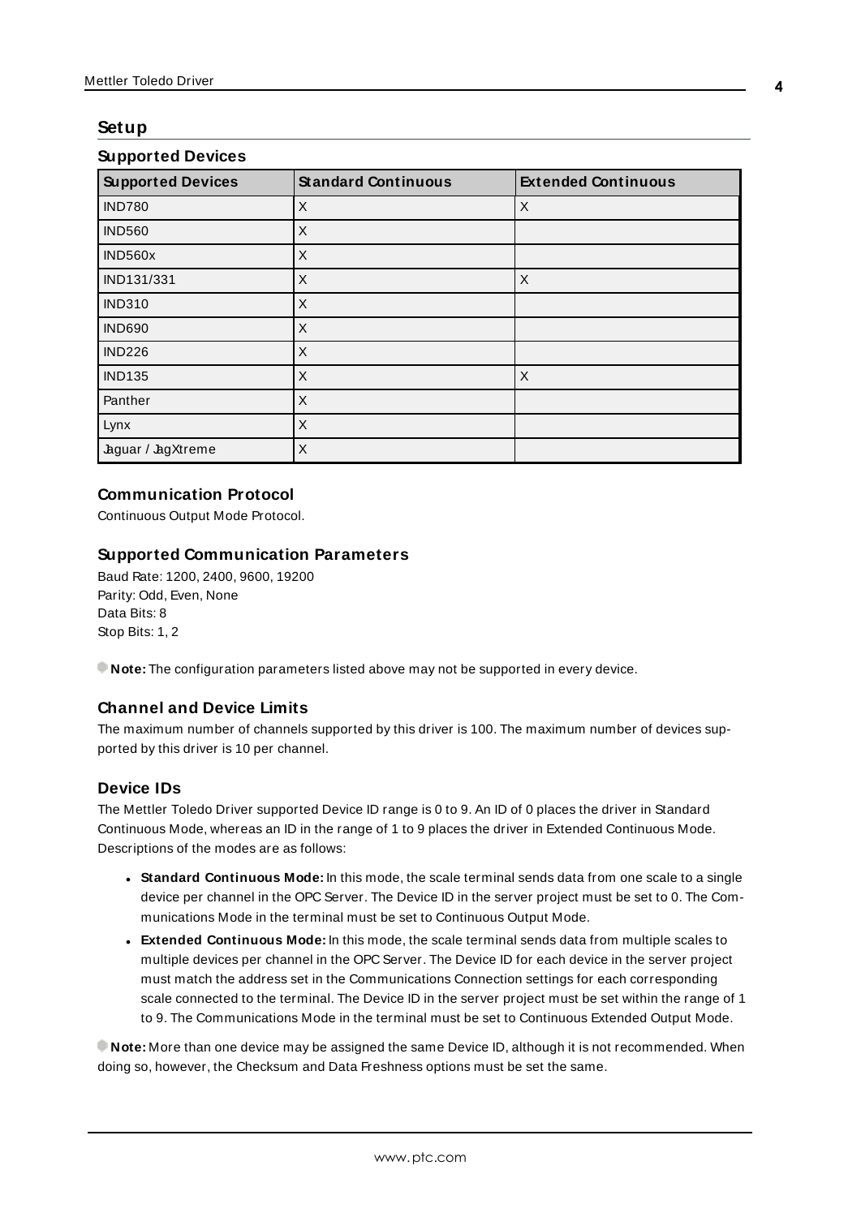## Setup

### Supported Devices

| Supported Devices | Standard Continuous | Extended Continuous |
|---|---|---|
| IND780 | X | X |
| IND560 | X | |
| IND560x | X | |
| IND131/331 | X | X |
| IND310 | X | |
| IND690 | X | |
| IND226 | X | |
| IND135 | X | X |
| Panther | X | |
| Lynx | X | |
| Jaguar / JagXtreme | X | |

### Communication Protocol

Continuous Output Mode Protocol.

### Supported Communication Parameters

Baud Rate: 1200, 2400, 9600, 19200
Parity: Odd, Even, None
Data Bits: 8
Stop Bits: 1, 2

**Note:** The configuration parameters listed above may not be supported in every device.

### Channel and Device Limits

The maximum number of channels supported by this driver is 100. The maximum number of devices supported by this driver is 10 per channel.

### Device IDs

The Mettler Toledo Driver supported Device ID range is 0 to 9. An ID of 0 places the driver in Standard Continuous Mode, whereas an ID in the range of 1 to 9 places the driver in Extended Continuous Mode. Descriptions of the modes are as follows:

- **Standard Continuous Mode:** In this mode, the scale terminal sends data from one scale to a single device per channel in the OPC Server. The Device ID in the server project must be set to 0. The Communications Mode in the terminal must be set to Continuous Output Mode.
- **Extended Continuous Mode:** In this mode, the scale terminal sends data from multiple scales to multiple devices per channel in the OPC Server. The Device ID for each device in the server project must match the address set in the Communications Connection settings for each corresponding scale connected to the terminal. The Device ID in the server project must be set within the range of 1 to 9. The Communications Mode in the terminal must be set to Continuous Extended Output Mode.

**Note:** More than one device may be assigned the same Device ID, although it is not recommended. When doing so, however, the Checksum and Data Freshness options must be set the same.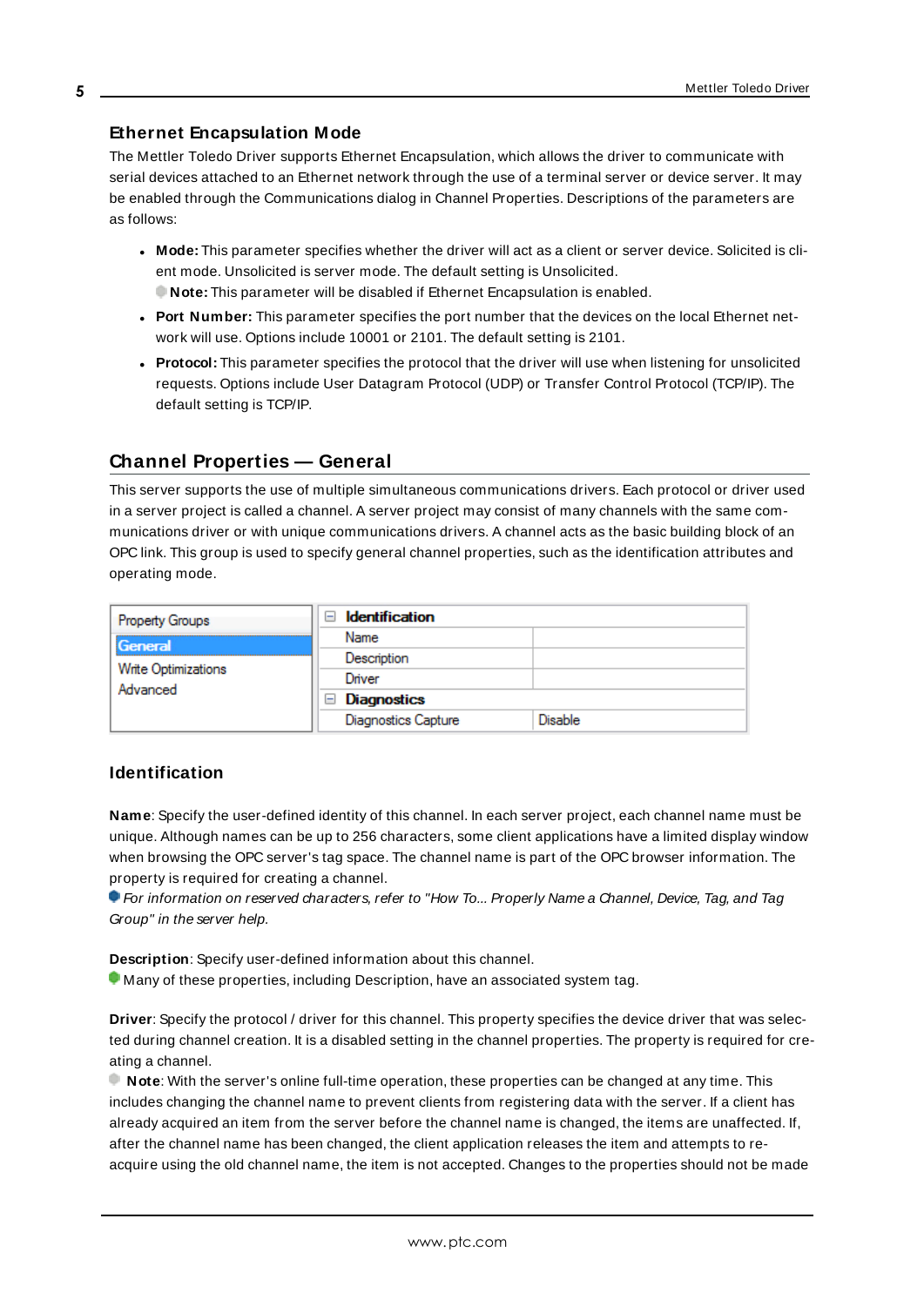## Ethernet Encapsulation Mode

The Mettler Toledo Driver supports Ethernet Encapsulation, which allows the driver to communicate with serial devices attached to an Ethernet network through the use of a terminal server or device server. It may be enabled through the Communications dialog in Channel Properties. Descriptions of the parameters are as follows:

- **Mode:** This parameter specifies whether the driver will act as a client or server device. Solicited is client mode. Unsolicited is server mode. The default setting is Unsolicited.
  **Note:** This parameter will be disabled if Ethernet Encapsulation is enabled.
- **Port Number:** This parameter specifies the port number that the devices on the local Ethernet network will use. Options include 10001 or 2101. The default setting is 2101.
- **Protocol:** This parameter specifies the protocol that the driver will use when listening for unsolicited requests. Options include User Datagram Protocol (UDP) or Transfer Control Protocol (TCP/IP). The default setting is TCP/IP.

## Channel Properties — General

This server supports the use of multiple simultaneous communications drivers. Each protocol or driver used in a server project is called a channel. A server project may consist of many channels with the same communications driver or with unique communications drivers. A channel acts as the basic building block of an OPC link. This group is used to specify general channel properties, such as the identification attributes and operating mode.

| Property Groups | | |
|---|---|---|
| **General** | **Identification** | |
| Write Optimizations | Name | |
| Advanced | Description | |
| | Driver | |
| | **Diagnostics** | |
| | Diagnostics Capture | Disable |

### Identification

**Name**: Specify the user-defined identity of this channel. In each server project, each channel name must be unique. Although names can be up to 256 characters, some client applications have a limited display window when browsing the OPC server's tag space. The channel name is part of the OPC browser information. The property is required for creating a channel.
*For information on reserved characters, refer to "How To... Properly Name a Channel, Device, Tag, and Tag Group" in the server help.*

**Description**: Specify user-defined information about this channel.
Many of these properties, including Description, have an associated system tag.

**Driver**: Specify the protocol / driver for this channel. This property specifies the device driver that was selected during channel creation. It is a disabled setting in the channel properties. The property is required for creating a channel.
**Note**: With the server's online full-time operation, these properties can be changed at any time. This includes changing the channel name to prevent clients from registering data with the server. If a client has already acquired an item from the server before the channel name is changed, the items are unaffected. If, after the channel name has been changed, the client application releases the item and attempts to re-acquire using the old channel name, the item is not accepted. Changes to the properties should not be made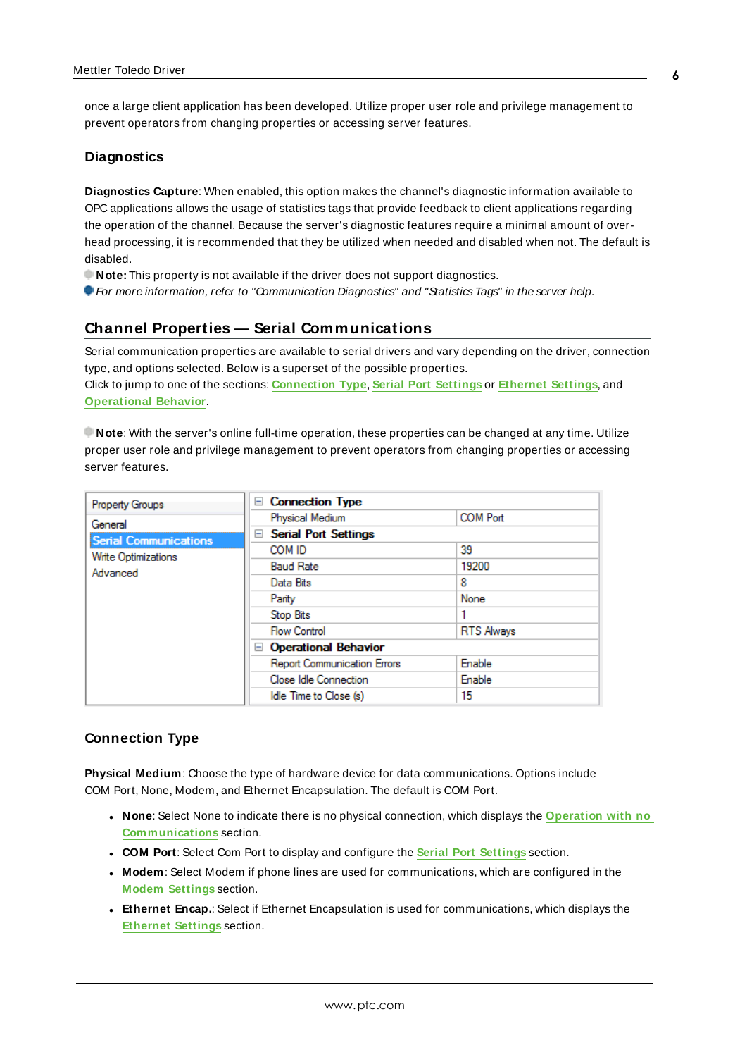once a large client application has been developed. Utilize proper user role and privilege management to prevent operators from changing properties or accessing server features.

### Diagnostics

**Diagnostics Capture**: When enabled, this option makes the channel's diagnostic information available to OPC applications allows the usage of statistics tags that provide feedback to client applications regarding the operation of the channel. Because the server's diagnostic features require a minimal amount of overhead processing, it is recommended that they be utilized when needed and disabled when not. The default is disabled.

**Note:** This property is not available if the driver does not support diagnostics.

*For more information, refer to "Communication Diagnostics" and "Statistics Tags" in the server help.*

## Channel Properties — Serial Communications

Serial communication properties are available to serial drivers and vary depending on the driver, connection type, and options selected. Below is a superset of the possible properties.
Click to jump to one of the sections: Connection Type, Serial Port Settings or Ethernet Settings, and Operational Behavior.

**Note**: With the server's online full-time operation, these properties can be changed at any time. Utilize proper user role and privilege management to prevent operators from changing properties or accessing server features.

| Property Groups |
|---|
| General |
| Serial Communications |
| Write Optimizations |
| Advanced |

| Property | Value |
|---|---|
| **Connection Type** | |
| Physical Medium | COM Port |
| **Serial Port Settings** | |
| COM ID | 39 |
| Baud Rate | 19200 |
| Data Bits | 8 |
| Parity | None |
| Stop Bits | 1 |
| Flow Control | RTS Always |
| **Operational Behavior** | |
| Report Communication Errors | Enable |
| Close Idle Connection | Enable |
| Idle Time to Close (s) | 15 |

### Connection Type

**Physical Medium**: Choose the type of hardware device for data communications. Options include COM Port, None, Modem, and Ethernet Encapsulation. The default is COM Port.

- **None**: Select None to indicate there is no physical connection, which displays the Operation with no Communications section.
- **COM Port**: Select Com Port to display and configure the Serial Port Settings section.
- **Modem**: Select Modem if phone lines are used for communications, which are configured in the Modem Settings section.
- **Ethernet Encap.**: Select if Ethernet Encapsulation is used for communications, which displays the Ethernet Settings section.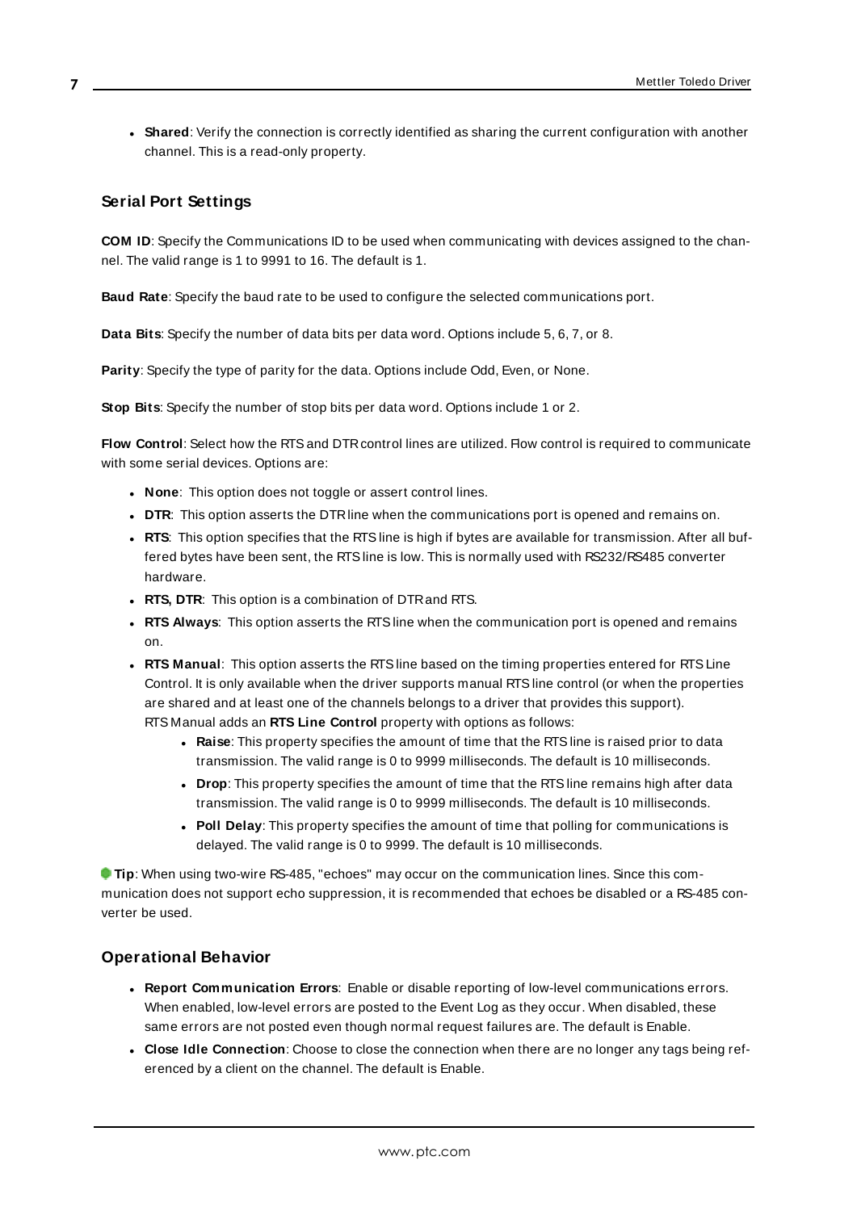- **Shared**: Verify the connection is correctly identified as sharing the current configuration with another channel. This is a read-only property.

### Serial Port Settings

**COM ID**: Specify the Communications ID to be used when communicating with devices assigned to the channel. The valid range is 1 to 9991 to 16. The default is 1.

**Baud Rate**: Specify the baud rate to be used to configure the selected communications port.

**Data Bits**: Specify the number of data bits per data word. Options include 5, 6, 7, or 8.

**Parity**: Specify the type of parity for the data. Options include Odd, Even, or None.

**Stop Bits**: Specify the number of stop bits per data word. Options include 1 or 2.

**Flow Control**: Select how the RTS and DTR control lines are utilized. Flow control is required to communicate with some serial devices. Options are:

- **None**: This option does not toggle or assert control lines.
- **DTR**: This option asserts the DTR line when the communications port is opened and remains on.
- **RTS**: This option specifies that the RTS line is high if bytes are available for transmission. After all buffered bytes have been sent, the RTS line is low. This is normally used with RS232/RS485 converter hardware.
- **RTS, DTR**: This option is a combination of DTR and RTS.
- **RTS Always**: This option asserts the RTS line when the communication port is opened and remains on.
- **RTS Manual**: This option asserts the RTS line based on the timing properties entered for RTS Line Control. It is only available when the driver supports manual RTS line control (or when the properties are shared and at least one of the channels belongs to a driver that provides this support). RTS Manual adds an **RTS Line Control** property with options as follows:
  - **Raise**: This property specifies the amount of time that the RTS line is raised prior to data transmission. The valid range is 0 to 9999 milliseconds. The default is 10 milliseconds.
  - **Drop**: This property specifies the amount of time that the RTS line remains high after data transmission. The valid range is 0 to 9999 milliseconds. The default is 10 milliseconds.
  - **Poll Delay**: This property specifies the amount of time that polling for communications is delayed. The valid range is 0 to 9999. The default is 10 milliseconds.

**Tip**: When using two-wire RS-485, "echoes" may occur on the communication lines. Since this communication does not support echo suppression, it is recommended that echoes be disabled or a RS-485 converter be used.

### Operational Behavior

- **Report Communication Errors**: Enable or disable reporting of low-level communications errors. When enabled, low-level errors are posted to the Event Log as they occur. When disabled, these same errors are not posted even though normal request failures are. The default is Enable.
- **Close Idle Connection**: Choose to close the connection when there are no longer any tags being referenced by a client on the channel. The default is Enable.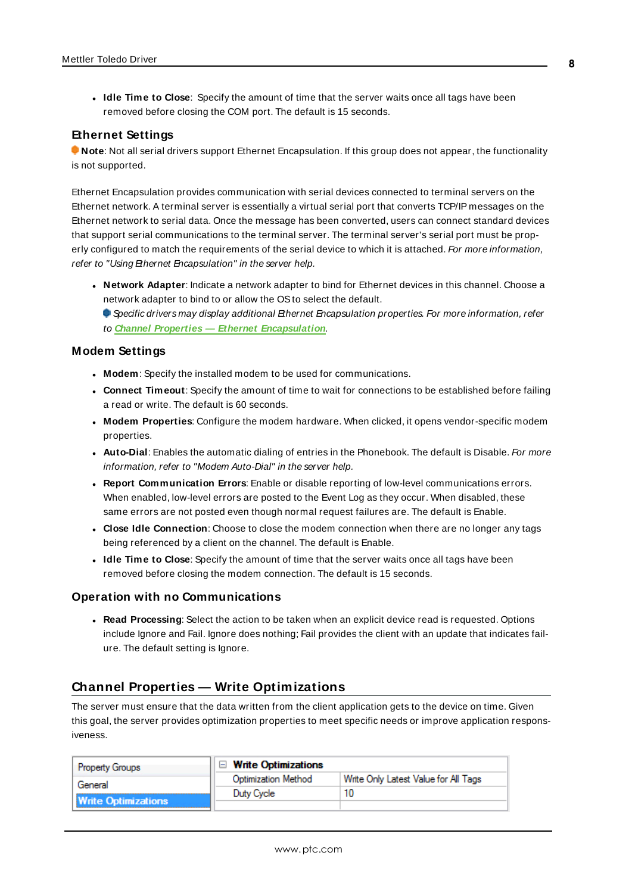- **Idle Time to Close**: Specify the amount of time that the server waits once all tags have been removed before closing the COM port. The default is 15 seconds.

### Ethernet Settings

**Note**: Not all serial drivers support Ethernet Encapsulation. If this group does not appear, the functionality is not supported.

Ethernet Encapsulation provides communication with serial devices connected to terminal servers on the Ethernet network. A terminal server is essentially a virtual serial port that converts TCP/IP messages on the Ethernet network to serial data. Once the message has been converted, users can connect standard devices that support serial communications to the terminal server. The terminal server's serial port must be properly configured to match the requirements of the serial device to which it is attached. *For more information, refer to "Using Ethernet Encapsulation" in the server help.*

- **Network Adapter**: Indicate a network adapter to bind for Ethernet devices in this channel. Choose a network adapter to bind to or allow the OS to select the default.
  *Specific drivers may display additional Ethernet Encapsulation properties. For more information, refer to **Channel Properties — Ethernet Encapsulation**.*

### Modem Settings

- **Modem**: Specify the installed modem to be used for communications.
- **Connect Timeout**: Specify the amount of time to wait for connections to be established before failing a read or write. The default is 60 seconds.
- **Modem Properties**: Configure the modem hardware. When clicked, it opens vendor-specific modem properties.
- **Auto-Dial**: Enables the automatic dialing of entries in the Phonebook. The default is Disable. *For more information, refer to "Modem Auto-Dial" in the server help.*
- **Report Communication Errors**: Enable or disable reporting of low-level communications errors. When enabled, low-level errors are posted to the Event Log as they occur. When disabled, these same errors are not posted even though normal request failures are. The default is Enable.
- **Close Idle Connection**: Choose to close the modem connection when there are no longer any tags being referenced by a client on the channel. The default is Enable.
- **Idle Time to Close**: Specify the amount of time that the server waits once all tags have been removed before closing the modem connection. The default is 15 seconds.

### Operation with no Communications

- **Read Processing**: Select the action to be taken when an explicit device read is requested. Options include Ignore and Fail. Ignore does nothing; Fail provides the client with an update that indicates failure. The default setting is Ignore.

## Channel Properties — Write Optimizations

The server must ensure that the data written from the client application gets to the device on time. Given this goal, the server provides optimization properties to meet specific needs or improve application responsiveness.

| Property Groups | Write Optimizations | |
|---|---|---|
| General | Optimization Method | Write Only Latest Value for All Tags |
| **Write Optimizations** | Duty Cycle | 10 |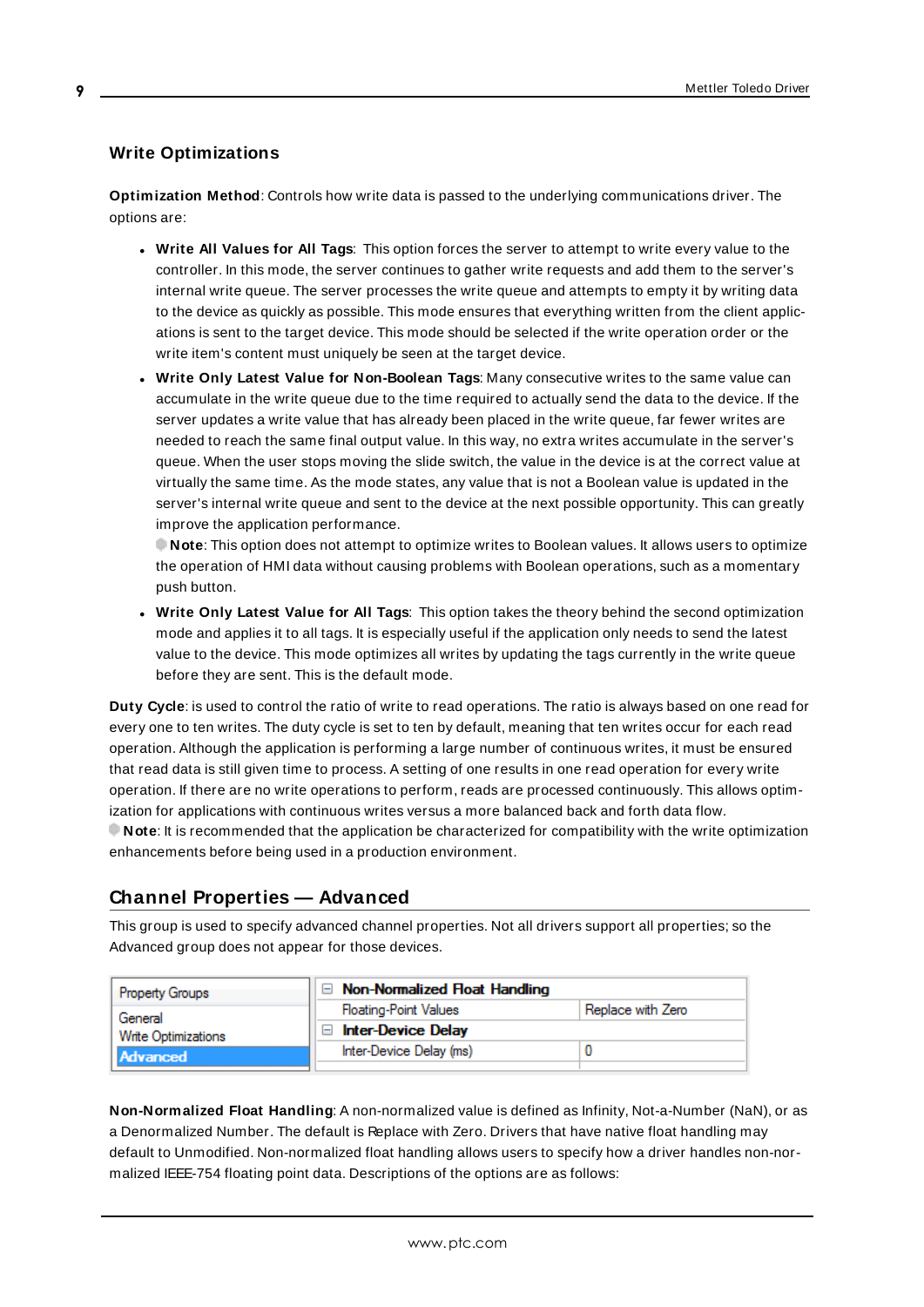### Write Optimizations

**Optimization Method**: Controls how write data is passed to the underlying communications driver. The options are:

- **Write All Values for All Tags**: This option forces the server to attempt to write every value to the controller. In this mode, the server continues to gather write requests and add them to the server's internal write queue. The server processes the write queue and attempts to empty it by writing data to the device as quickly as possible. This mode ensures that everything written from the client applications is sent to the target device. This mode should be selected if the write operation order or the write item's content must uniquely be seen at the target device.
- **Write Only Latest Value for Non-Boolean Tags**: Many consecutive writes to the same value can accumulate in the write queue due to the time required to actually send the data to the device. If the server updates a write value that has already been placed in the write queue, far fewer writes are needed to reach the same final output value. In this way, no extra writes accumulate in the server's queue. When the user stops moving the slide switch, the value in the device is at the correct value at virtually the same time. As the mode states, any value that is not a Boolean value is updated in the server's internal write queue and sent to the device at the next possible opportunity. This can greatly improve the application performance.
  **Note**: This option does not attempt to optimize writes to Boolean values. It allows users to optimize the operation of HMI data without causing problems with Boolean operations, such as a momentary push button.
- **Write Only Latest Value for All Tags**: This option takes the theory behind the second optimization mode and applies it to all tags. It is especially useful if the application only needs to send the latest value to the device. This mode optimizes all writes by updating the tags currently in the write queue before they are sent. This is the default mode.

**Duty Cycle**: is used to control the ratio of write to read operations. The ratio is always based on one read for every one to ten writes. The duty cycle is set to ten by default, meaning that ten writes occur for each read operation. Although the application is performing a large number of continuous writes, it must be ensured that read data is still given time to process. A setting of one results in one read operation for every write operation. If there are no write operations to perform, reads are processed continuously. This allows optimization for applications with continuous writes versus a more balanced back and forth data flow.
**Note**: It is recommended that the application be characterized for compatibility with the write optimization enhancements before being used in a production environment.

## Channel Properties — Advanced

This group is used to specify advanced channel properties. Not all drivers support all properties; so the Advanced group does not appear for those devices.

| Property Groups | Non-Normalized Float Handling | |
|---|---|---|
| General | Floating-Point Values | Replace with Zero |
| Write Optimizations | Inter-Device Delay | |
| Advanced | Inter-Device Delay (ms) | 0 |

**Non-Normalized Float Handling**: A non-normalized value is defined as Infinity, Not-a-Number (NaN), or as a Denormalized Number. The default is Replace with Zero. Drivers that have native float handling may default to Unmodified. Non-normalized float handling allows users to specify how a driver handles non-normalized IEEE-754 floating point data. Descriptions of the options are as follows: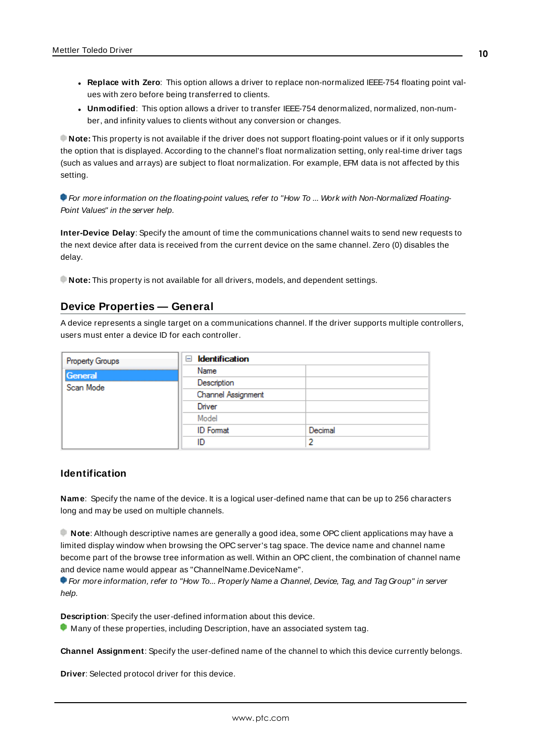- **Replace with Zero**: This option allows a driver to replace non-normalized IEEE-754 floating point values with zero before being transferred to clients.
- **Unmodified**: This option allows a driver to transfer IEEE-754 denormalized, normalized, non-number, and infinity values to clients without any conversion or changes.

**Note:** This property is not available if the driver does not support floating-point values or if it only supports the option that is displayed. According to the channel's float normalization setting, only real-time driver tags (such as values and arrays) are subject to float normalization. For example, EFM data is not affected by this setting.

*For more information on the floating-point values, refer to "How To ... Work with Non-Normalized Floating-Point Values" in the server help.*

**Inter-Device Delay**: Specify the amount of time the communications channel waits to send new requests to the next device after data is received from the current device on the same channel. Zero (0) disables the delay.

**Note:** This property is not available for all drivers, models, and dependent settings.

## Device Properties — General

A device represents a single target on a communications channel. If the driver supports multiple controllers, users must enter a device ID for each controller.

| Property Groups | Identification | |
|---|---|---|
| General | Name | |
| Scan Mode | Description | |
| | Channel Assignment | |
| | Driver | |
| | Model | |
| | ID Format | Decimal |
| | ID | 2 |

### Identification

**Name**: Specify the name of the device. It is a logical user-defined name that can be up to 256 characters long and may be used on multiple channels.

**Note**: Although descriptive names are generally a good idea, some OPC client applications may have a limited display window when browsing the OPC server's tag space. The device name and channel name become part of the browse tree information as well. Within an OPC client, the combination of channel name and device name would appear as "ChannelName.DeviceName".
*For more information, refer to "How To... Properly Name a Channel, Device, Tag, and Tag Group" in server help.*

**Description**: Specify the user-defined information about this device.
Many of these properties, including Description, have an associated system tag.

**Channel Assignment**: Specify the user-defined name of the channel to which this device currently belongs.

**Driver**: Selected protocol driver for this device.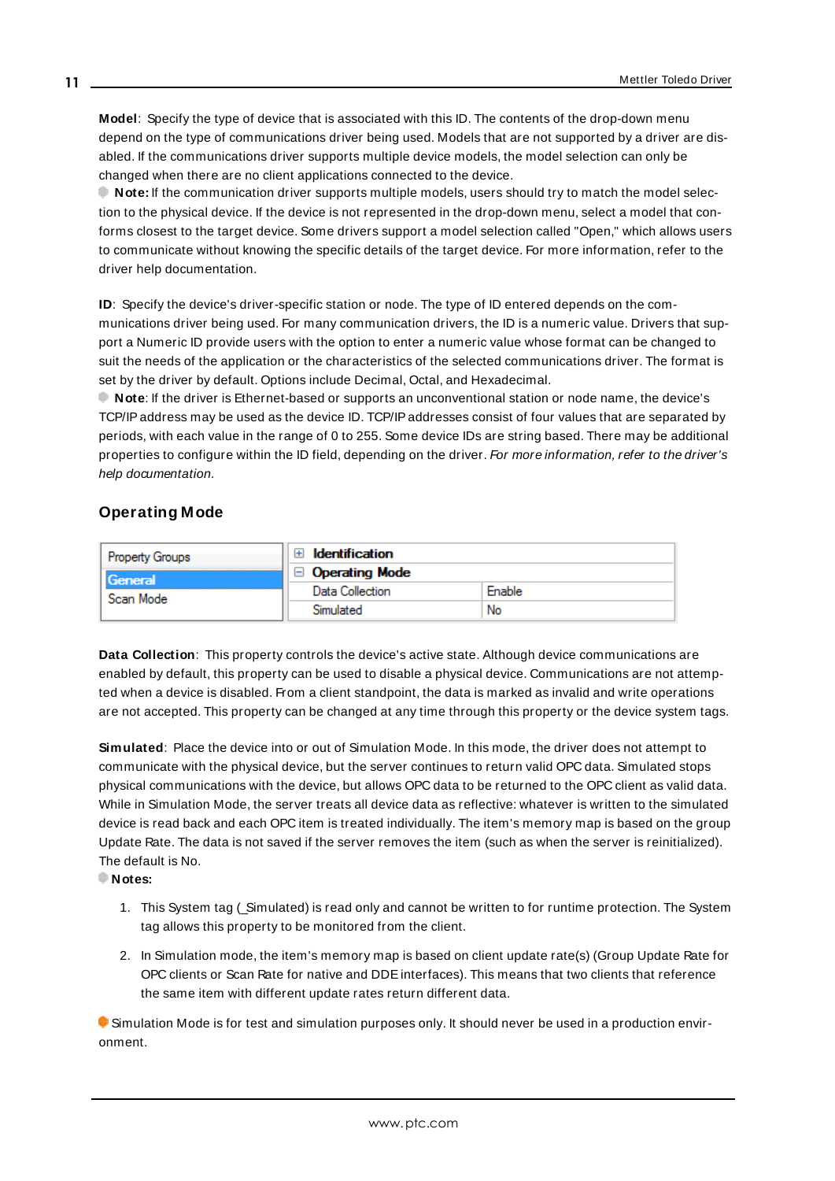**Model**: Specify the type of device that is associated with this ID. The contents of the drop-down menu depend on the type of communications driver being used. Models that are not supported by a driver are disabled. If the communications driver supports multiple device models, the model selection can only be changed when there are no client applications connected to the device.

**Note:** If the communication driver supports multiple models, users should try to match the model selection to the physical device. If the device is not represented in the drop-down menu, select a model that conforms closest to the target device. Some drivers support a model selection called "Open," which allows users to communicate without knowing the specific details of the target device. For more information, refer to the driver help documentation.

**ID**: Specify the device's driver-specific station or node. The type of ID entered depends on the communications driver being used. For many communication drivers, the ID is a numeric value. Drivers that support a Numeric ID provide users with the option to enter a numeric value whose format can be changed to suit the needs of the application or the characteristics of the selected communications driver. The format is set by the driver by default. Options include Decimal, Octal, and Hexadecimal.

**Note**: If the driver is Ethernet-based or supports an unconventional station or node name, the device's TCP/IP address may be used as the device ID. TCP/IP addresses consist of four values that are separated by periods, with each value in the range of 0 to 255. Some device IDs are string based. There may be additional properties to configure within the ID field, depending on the driver. *For more information, refer to the driver's help documentation.*

## Operating Mode

| Property Groups | | |
|---|---|---|
| General | ⊞ **Identification** | |
| Scan Mode | ⊟ **Operating Mode** | |
| | Data Collection | Enable |
| | Simulated | No |

**Data Collection**: This property controls the device's active state. Although device communications are enabled by default, this property can be used to disable a physical device. Communications are not attempted when a device is disabled. From a client standpoint, the data is marked as invalid and write operations are not accepted. This property can be changed at any time through this property or the device system tags.

**Simulated**: Place the device into or out of Simulation Mode. In this mode, the driver does not attempt to communicate with the physical device, but the server continues to return valid OPC data. Simulated stops physical communications with the device, but allows OPC data to be returned to the OPC client as valid data. While in Simulation Mode, the server treats all device data as reflective: whatever is written to the simulated device is read back and each OPC item is treated individually. The item's memory map is based on the group Update Rate. The data is not saved if the server removes the item (such as when the server is reinitialized). The default is No.

**Notes:**

1. This System tag (_Simulated) is read only and cannot be written to for runtime protection. The System tag allows this property to be monitored from the client.
2. In Simulation mode, the item's memory map is based on client update rate(s) (Group Update Rate for OPC clients or Scan Rate for native and DDE interfaces). This means that two clients that reference the same item with different update rates return different data.

Simulation Mode is for test and simulation purposes only. It should never be used in a production environment.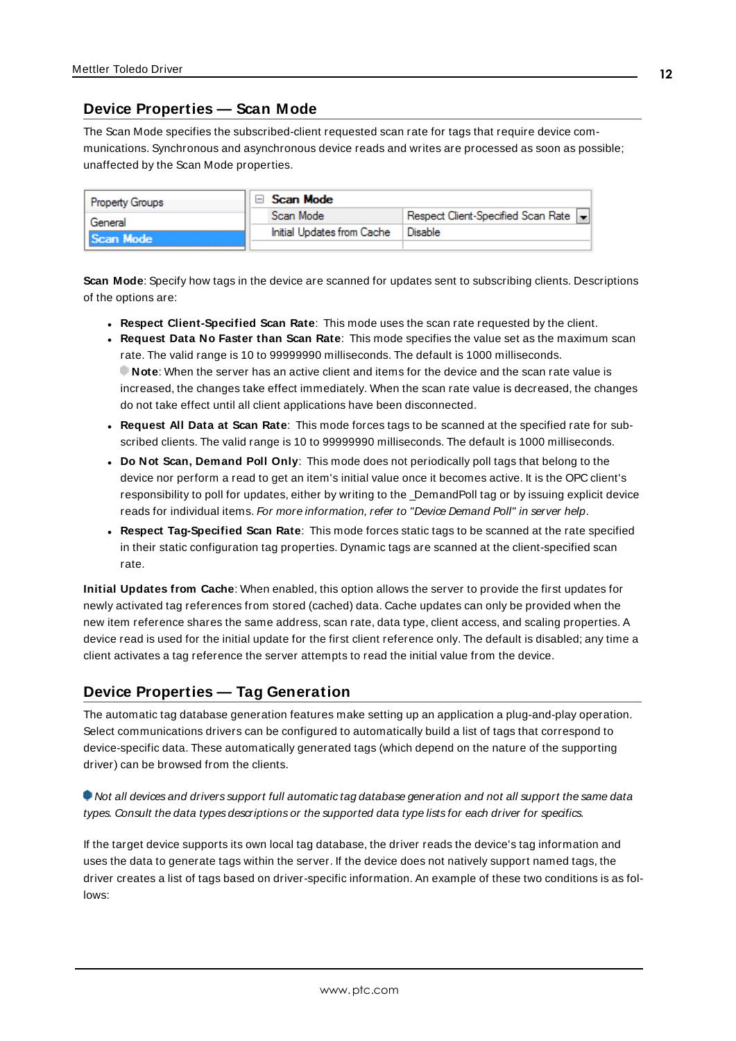## Device Properties — Scan Mode

The Scan Mode specifies the subscribed-client requested scan rate for tags that require device communications. Synchronous and asynchronous device reads and writes are processed as soon as possible; unaffected by the Scan Mode properties.

| Property Groups | Scan Mode | |
|---|---|---|
| General | Scan Mode | Respect Client-Specified Scan Rate |
| **Scan Mode** | Initial Updates from Cache | Disable |

**Scan Mode**: Specify how tags in the device are scanned for updates sent to subscribing clients. Descriptions of the options are:

- **Respect Client-Specified Scan Rate**: This mode uses the scan rate requested by the client.
- **Request Data No Faster than Scan Rate**: This mode specifies the value set as the maximum scan rate. The valid range is 10 to 99999990 milliseconds. The default is 1000 milliseconds.
  **Note**: When the server has an active client and items for the device and the scan rate value is increased, the changes take effect immediately. When the scan rate value is decreased, the changes do not take effect until all client applications have been disconnected.
- **Request All Data at Scan Rate**: This mode forces tags to be scanned at the specified rate for subscribed clients. The valid range is 10 to 99999990 milliseconds. The default is 1000 milliseconds.
- **Do Not Scan, Demand Poll Only**: This mode does not periodically poll tags that belong to the device nor perform a read to get an item's initial value once it becomes active. It is the OPC client's responsibility to poll for updates, either by writing to the _DemandPoll tag or by issuing explicit device reads for individual items. *For more information, refer to "Device Demand Poll" in server help*.
- **Respect Tag-Specified Scan Rate**: This mode forces static tags to be scanned at the rate specified in their static configuration tag properties. Dynamic tags are scanned at the client-specified scan rate.

**Initial Updates from Cache**: When enabled, this option allows the server to provide the first updates for newly activated tag references from stored (cached) data. Cache updates can only be provided when the new item reference shares the same address, scan rate, data type, client access, and scaling properties. A device read is used for the initial update for the first client reference only. The default is disabled; any time a client activates a tag reference the server attempts to read the initial value from the device.

## Device Properties — Tag Generation

The automatic tag database generation features make setting up an application a plug-and-play operation. Select communications drivers can be configured to automatically build a list of tags that correspond to device-specific data. These automatically generated tags (which depend on the nature of the supporting driver) can be browsed from the clients.

*Not all devices and drivers support full automatic tag database generation and not all support the same data types. Consult the data types descriptions or the supported data type lists for each driver for specifics.*

If the target device supports its own local tag database, the driver reads the device's tag information and uses the data to generate tags within the server. If the device does not natively support named tags, the driver creates a list of tags based on driver-specific information. An example of these two conditions is as follows: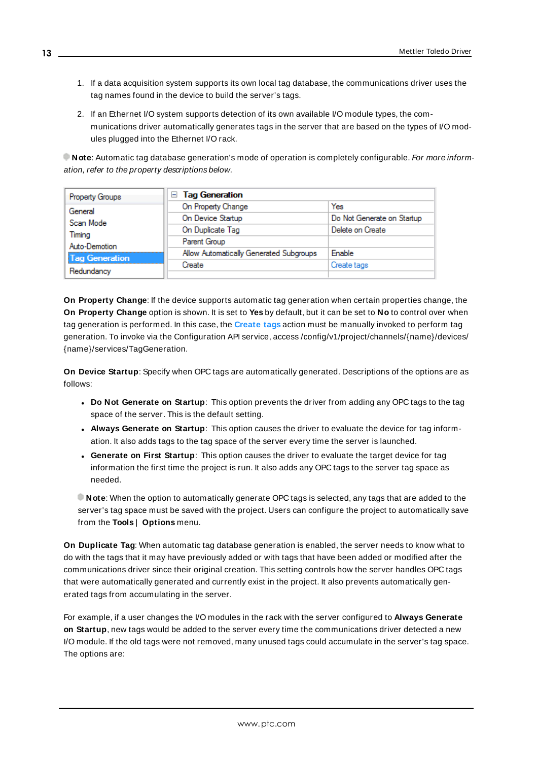1. If a data acquisition system supports its own local tag database, the communications driver uses the tag names found in the device to build the server's tags.

2. If an Ethernet I/O system supports detection of its own available I/O module types, the communications driver automatically generates tags in the server that are based on the types of I/O modules plugged into the Ethernet I/O rack.

**Note**: Automatic tag database generation's mode of operation is completely configurable. *For more information, refer to the property descriptions below.*

| Property Groups | Tag Generation | |
|---|---|---|
| General | On Property Change | Yes |
| Scan Mode | On Device Startup | Do Not Generate on Startup |
| Timing | On Duplicate Tag | Delete on Create |
| Auto-Demotion | Parent Group | |
| **Tag Generation** | Allow Automatically Generated Subgroups | Enable |
| Redundancy | Create | Create tags |

**On Property Change**: If the device supports automatic tag generation when certain properties change, the **On Property Change** option is shown. It is set to **Yes** by default, but it can be set to **No** to control over when tag generation is performed. In this case, the **Create tags** action must be manually invoked to perform tag generation. To invoke via the Configuration API service, access /config/v1/project/channels/{name}/devices/{name}/services/TagGeneration.

**On Device Startup**: Specify when OPC tags are automatically generated. Descriptions of the options are as follows:

- **Do Not Generate on Startup**: This option prevents the driver from adding any OPC tags to the tag space of the server. This is the default setting.
- **Always Generate on Startup**: This option causes the driver to evaluate the device for tag information. It also adds tags to the tag space of the server every time the server is launched.
- **Generate on First Startup**: This option causes the driver to evaluate the target device for tag information the first time the project is run. It also adds any OPC tags to the server tag space as needed.

**Note**: When the option to automatically generate OPC tags is selected, any tags that are added to the server's tag space must be saved with the project. Users can configure the project to automatically save from the **Tools** | **Options** menu.

**On Duplicate Tag**: When automatic tag database generation is enabled, the server needs to know what to do with the tags that it may have previously added or with tags that have been added or modified after the communications driver since their original creation. This setting controls how the server handles OPC tags that were automatically generated and currently exist in the project. It also prevents automatically generated tags from accumulating in the server.

For example, if a user changes the I/O modules in the rack with the server configured to **Always Generate on Startup**, new tags would be added to the server every time the communications driver detected a new I/O module. If the old tags were not removed, many unused tags could accumulate in the server's tag space. The options are: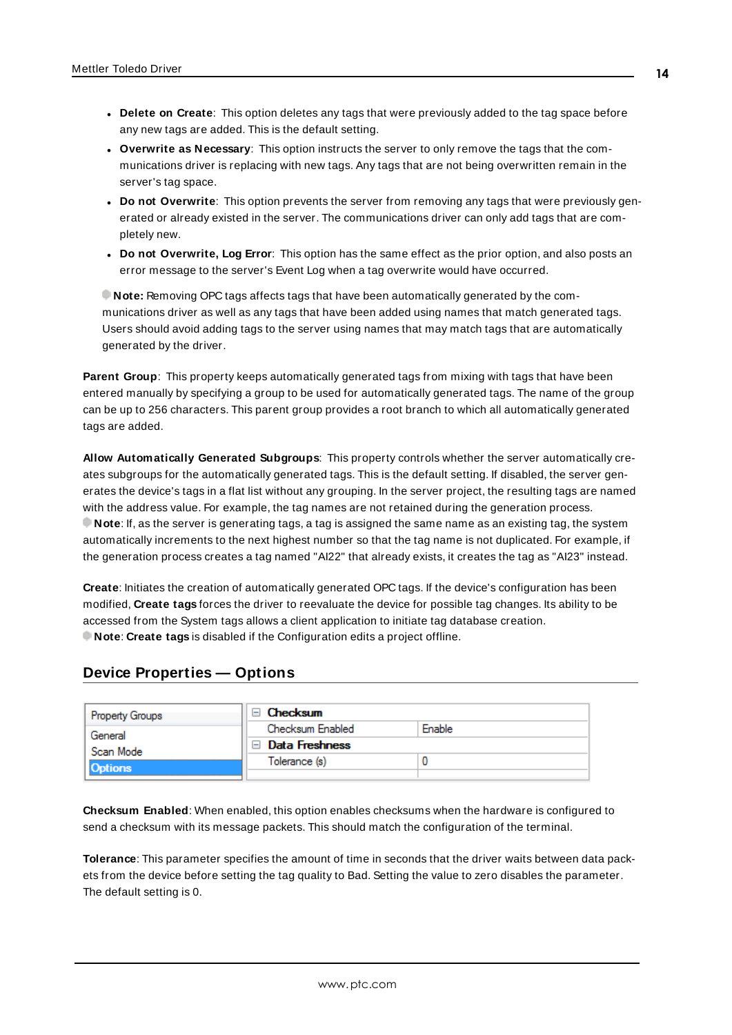- **Delete on Create**: This option deletes any tags that were previously added to the tag space before any new tags are added. This is the default setting.
- **Overwrite as Necessary**: This option instructs the server to only remove the tags that the communications driver is replacing with new tags. Any tags that are not being overwritten remain in the server's tag space.
- **Do not Overwrite**: This option prevents the server from removing any tags that were previously generated or already existed in the server. The communications driver can only add tags that are completely new.
- **Do not Overwrite, Log Error**: This option has the same effect as the prior option, and also posts an error message to the server's Event Log when a tag overwrite would have occurred.

**Note:** Removing OPC tags affects tags that have been automatically generated by the communications driver as well as any tags that have been added using names that match generated tags. Users should avoid adding tags to the server using names that may match tags that are automatically generated by the driver.

**Parent Group**: This property keeps automatically generated tags from mixing with tags that have been entered manually by specifying a group to be used for automatically generated tags. The name of the group can be up to 256 characters. This parent group provides a root branch to which all automatically generated tags are added.

**Allow Automatically Generated Subgroups**: This property controls whether the server automatically creates subgroups for the automatically generated tags. This is the default setting. If disabled, the server generates the device's tags in a flat list without any grouping. In the server project, the resulting tags are named with the address value. For example, the tag names are not retained during the generation process.
**Note**: If, as the server is generating tags, a tag is assigned the same name as an existing tag, the system automatically increments to the next highest number so that the tag name is not duplicated. For example, if the generation process creates a tag named "AI22" that already exists, it creates the tag as "AI23" instead.

**Create**: Initiates the creation of automatically generated OPC tags. If the device's configuration has been modified, **Create tags** forces the driver to reevaluate the device for possible tag changes. Its ability to be accessed from the System tags allows a client application to initiate tag database creation.
**Note**: **Create tags** is disabled if the Configuration edits a project offline.

## Device Properties — Options

| Property Groups | Property | Value |
|---|---|---|
| General | **Checksum** | |
| Scan Mode | Checksum Enabled | Enable |
| **Options** | **Data Freshness** | |
| | Tolerance (s) | 0 |

**Checksum Enabled**: When enabled, this option enables checksums when the hardware is configured to send a checksum with its message packets. This should match the configuration of the terminal.

**Tolerance**: This parameter specifies the amount of time in seconds that the driver waits between data packets from the device before setting the tag quality to Bad. Setting the value to zero disables the parameter. The default setting is 0.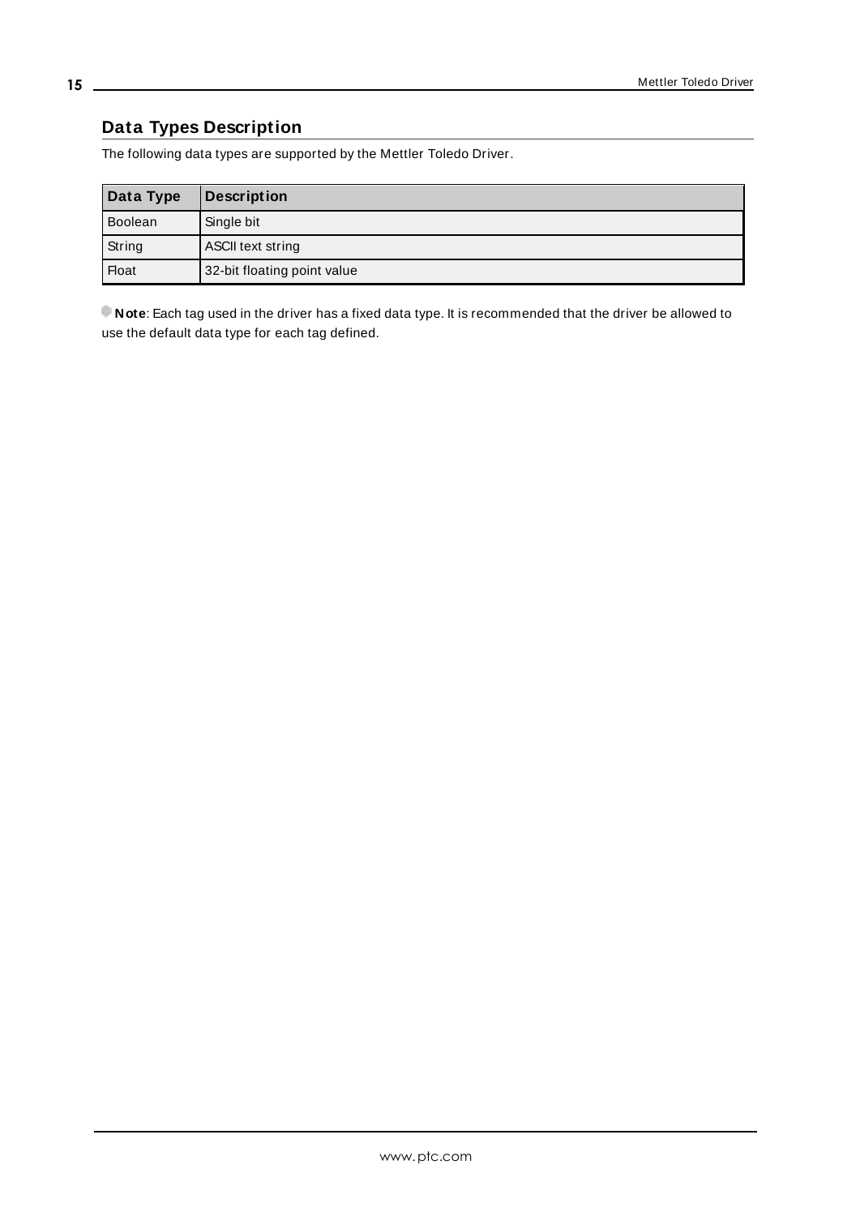## Data Types Description

The following data types are supported by the Mettler Toledo Driver.

| Data Type | Description |
|---|---|
| Boolean | Single bit |
| String | ASCII text string |
| Float | 32-bit floating point value |

**Note**: Each tag used in the driver has a fixed data type. It is recommended that the driver be allowed to use the default data type for each tag defined.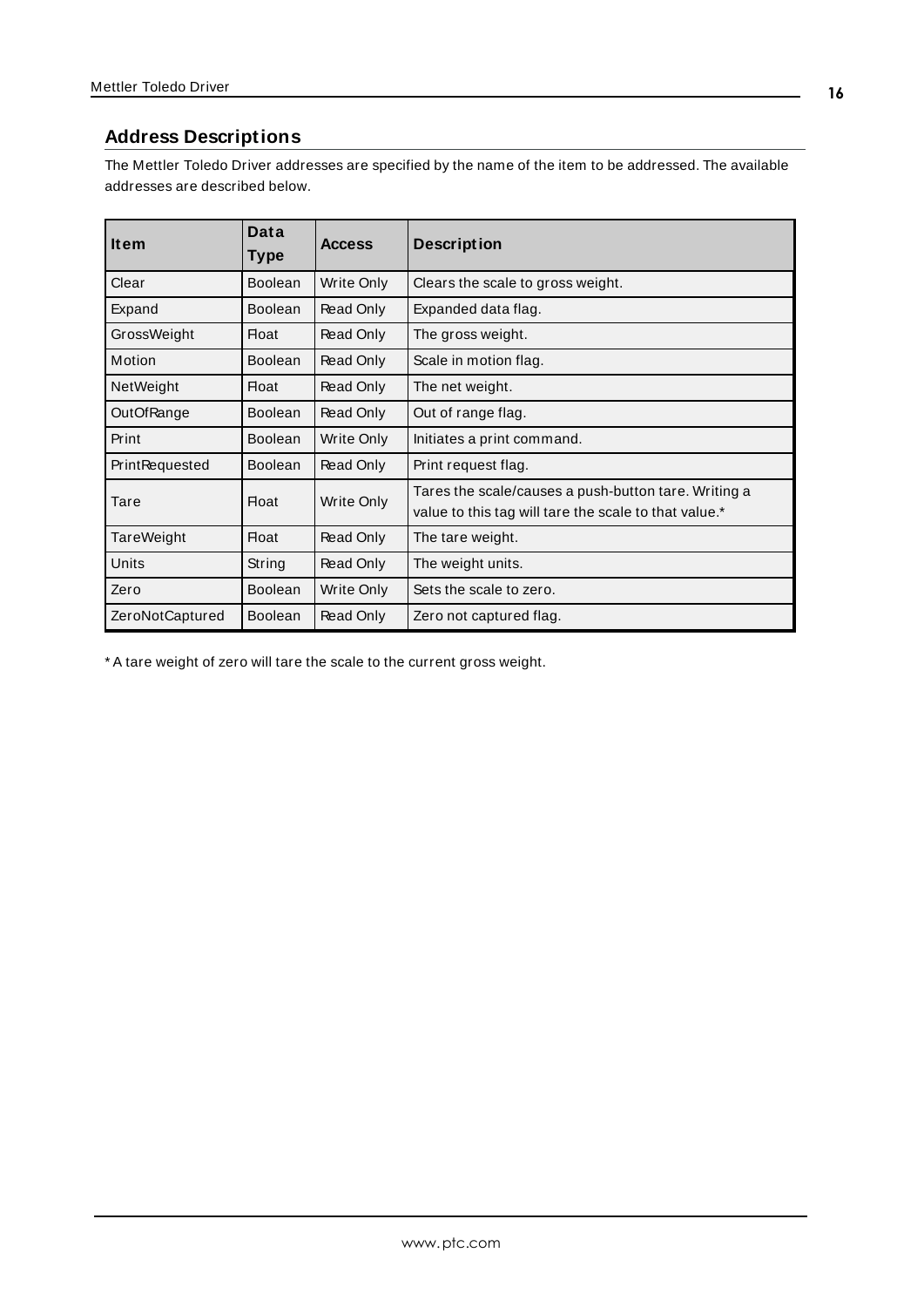## Address Descriptions

The Mettler Toledo Driver addresses are specified by the name of the item to be addressed. The available addresses are described below.

| Item | Data Type | Access | Description |
|---|---|---|---|
| Clear | Boolean | Write Only | Clears the scale to gross weight. |
| Expand | Boolean | Read Only | Expanded data flag. |
| GrossWeight | Float | Read Only | The gross weight. |
| Motion | Boolean | Read Only | Scale in motion flag. |
| NetWeight | Float | Read Only | The net weight. |
| OutOfRange | Boolean | Read Only | Out of range flag. |
| Print | Boolean | Write Only | Initiates a print command. |
| PrintRequested | Boolean | Read Only | Print request flag. |
| Tare | Float | Write Only | Tares the scale/causes a push-button tare. Writing a value to this tag will tare the scale to that value.* |
| TareWeight | Float | Read Only | The tare weight. |
| Units | String | Read Only | The weight units. |
| Zero | Boolean | Write Only | Sets the scale to zero. |
| ZeroNotCaptured | Boolean | Read Only | Zero not captured flag. |

* A tare weight of zero will tare the scale to the current gross weight.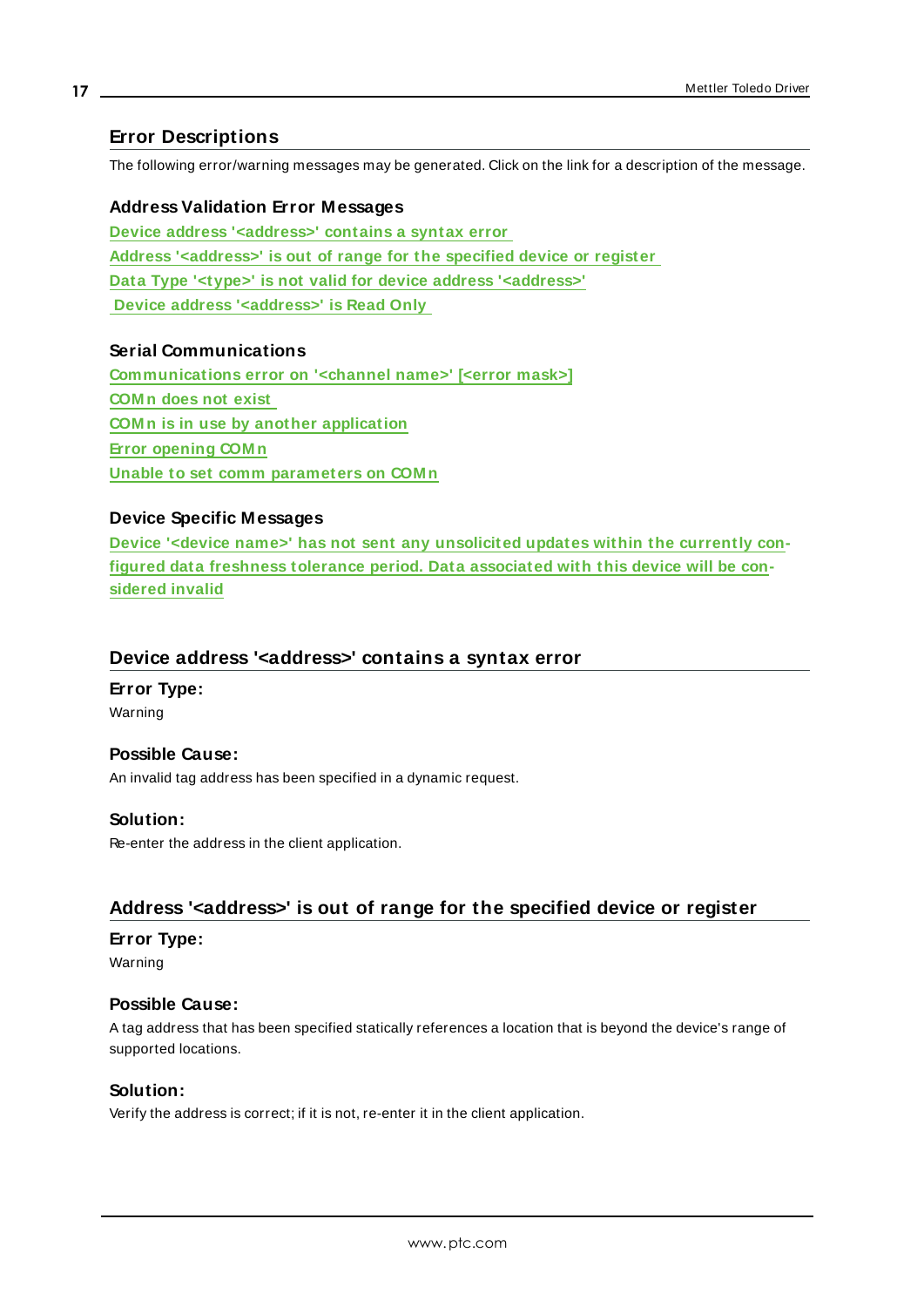# Error Descriptions

The following error/warning messages may be generated. Click on the link for a description of the message.

### Address Validation Error Messages

Device address '<address>' contains a syntax error
Address '<address>' is out of range for the specified device or register
Data Type '<type>' is not valid for device address '<address>'
Device address '<address>' is Read Only

### Serial Communications

Communications error on '<channel name>' [<error mask>]
COMn does not exist
COMn is in use by another application
Error opening COMn
Unable to set comm parameters on COMn

### Device Specific Messages

Device '<device name>' has not sent any unsolicited updates within the currently configured data freshness tolerance period. Data associated with this device will be considered invalid

## Device address '<address>' contains a syntax error

**Error Type:**
Warning

**Possible Cause:**
An invalid tag address has been specified in a dynamic request.

**Solution:**
Re-enter the address in the client application.

## Address '<address>' is out of range for the specified device or register

**Error Type:**
Warning

**Possible Cause:**
A tag address that has been specified statically references a location that is beyond the device's range of supported locations.

**Solution:**
Verify the address is correct; if it is not, re-enter it in the client application.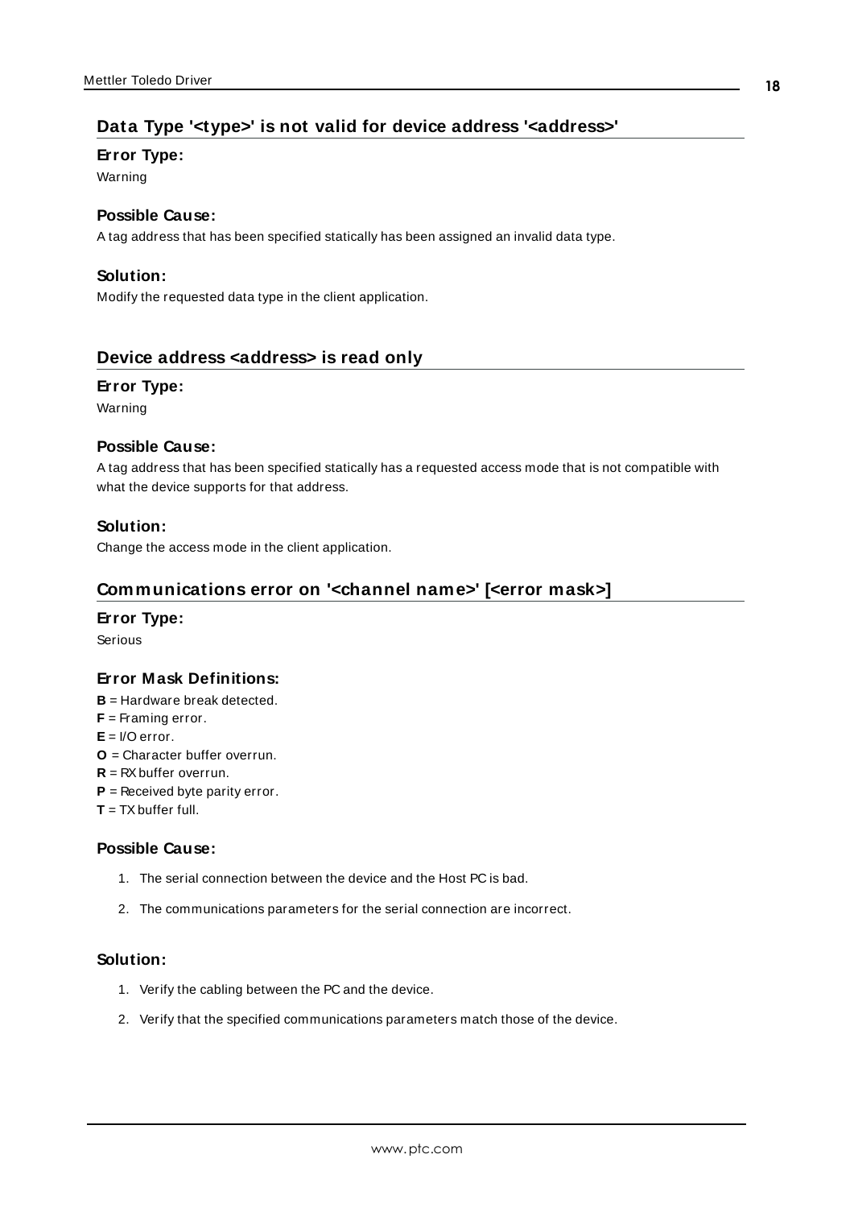## Data Type '<type>' is not valid for device address '<address>'

### Error Type:

Warning

### Possible Cause:

A tag address that has been specified statically has been assigned an invalid data type.

### Solution:

Modify the requested data type in the client application.

## Device address <address> is read only

### Error Type:

Warning

### Possible Cause:

A tag address that has been specified statically has a requested access mode that is not compatible with what the device supports for that address.

### Solution:

Change the access mode in the client application.

## Communications error on '<channel name>' [<error mask>]

### Error Type:

Serious

### Error Mask Definitions:

**B** = Hardware break detected.
**F** = Framing error.
**E** = I/O error.
**O** = Character buffer overrun.
**R** = RX buffer overrun.
**P** = Received byte parity error.
**T** = TX buffer full.

### Possible Cause:

1. The serial connection between the device and the Host PC is bad.
2. The communications parameters for the serial connection are incorrect.

### Solution:

1. Verify the cabling between the PC and the device.
2. Verify that the specified communications parameters match those of the device.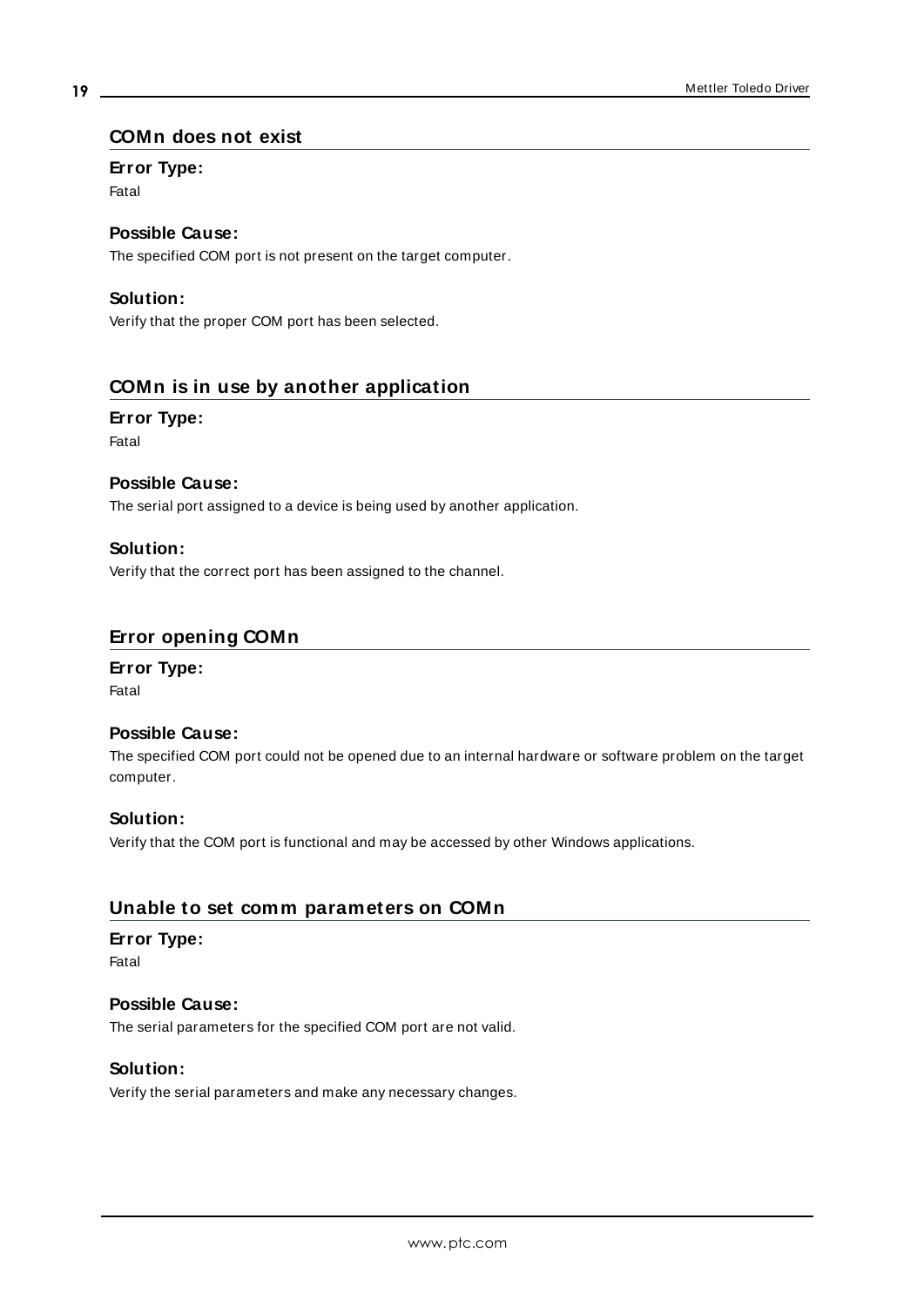## COMn does not exist

### Error Type:

Fatal

### Possible Cause:

The specified COM port is not present on the target computer.

### Solution:

Verify that the proper COM port has been selected.

## COMn is in use by another application

### Error Type:

Fatal

### Possible Cause:

The serial port assigned to a device is being used by another application.

### Solution:

Verify that the correct port has been assigned to the channel.

## Error opening COMn

### Error Type:

Fatal

### Possible Cause:

The specified COM port could not be opened due to an internal hardware or software problem on the target computer.

### Solution:

Verify that the COM port is functional and may be accessed by other Windows applications.

## Unable to set comm parameters on COMn

### Error Type:

Fatal

### Possible Cause:

The serial parameters for the specified COM port are not valid.

### Solution:

Verify the serial parameters and make any necessary changes.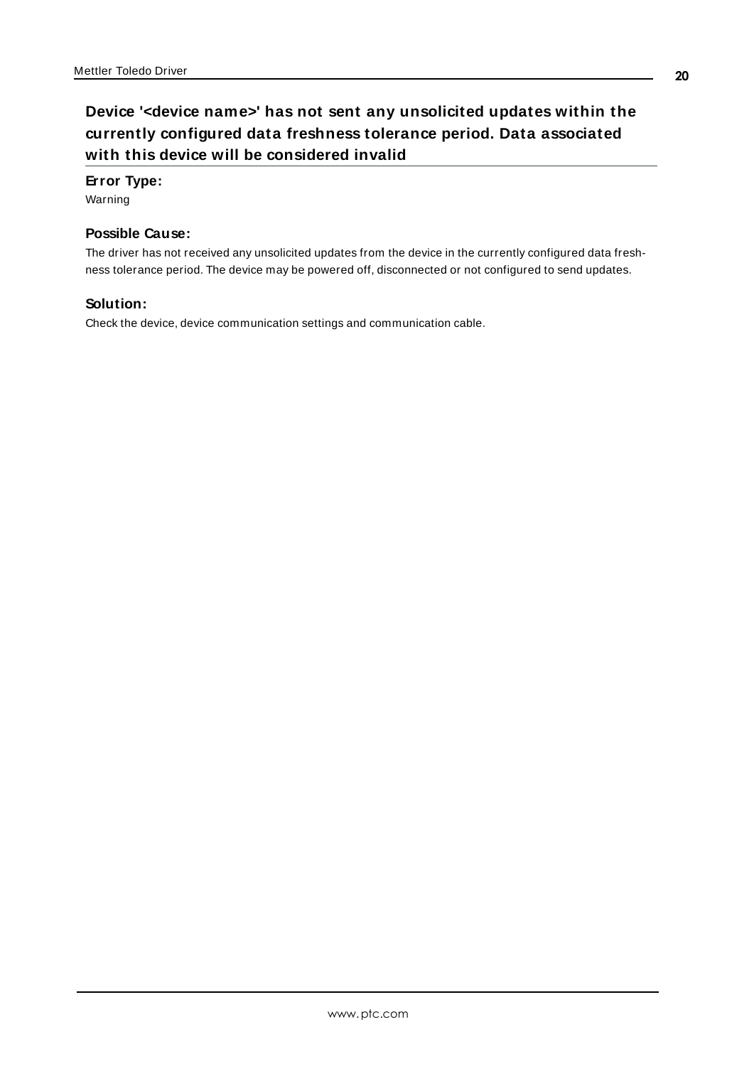## Device '<device name>' has not sent any unsolicited updates within the currently configured data freshness tolerance period. Data associated with this device will be considered invalid

**Error Type:**

Warning

**Possible Cause:**

The driver has not received any unsolicited updates from the device in the currently configured data freshness tolerance period. The device may be powered off, disconnected or not configured to send updates.

**Solution:**

Check the device, device communication settings and communication cable.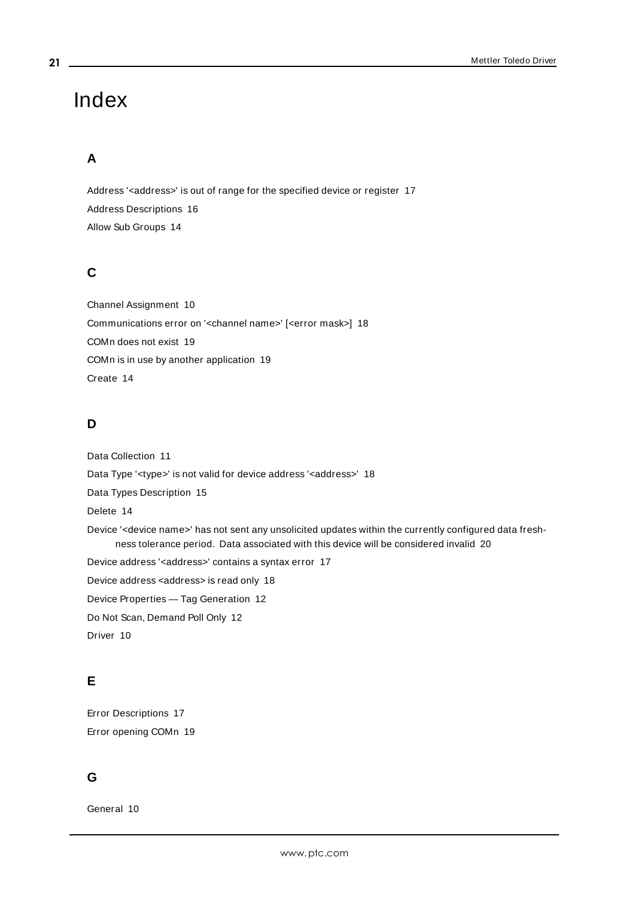# Index

## A

Address '<address>' is out of range for the specified device or register 17

Address Descriptions 16

Allow Sub Groups 14

## C

Channel Assignment 10

Communications error on '<channel name>' [<error mask>] 18

COMn does not exist 19

COMn is in use by another application 19

Create 14

## D

Data Collection 11

Data Type '<type>' is not valid for device address '<address>' 18

Data Types Description 15

Delete 14

Device '<device name>' has not sent any unsolicited updates within the currently configured data freshness tolerance period. Data associated with this device will be considered invalid 20

Device address '<address>' contains a syntax error 17

Device address <address> is read only 18

Device Properties — Tag Generation 12

Do Not Scan, Demand Poll Only 12

Driver 10

## E

Error Descriptions 17

Error opening COMn 19

## G

General 10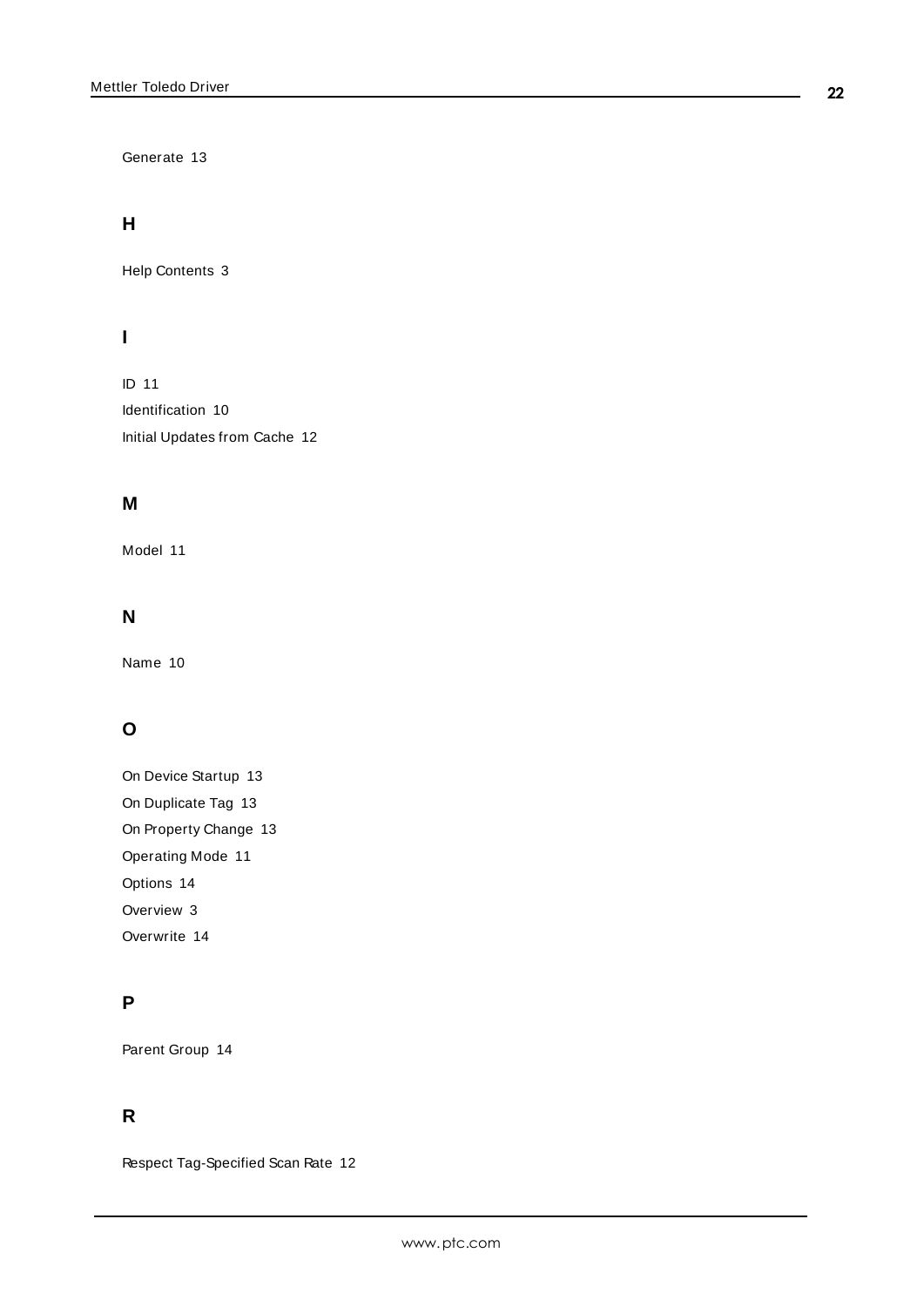Generate 13

## H

Help Contents 3

## I

ID 11

Identification 10

Initial Updates from Cache 12

## M

Model 11

## N

Name 10

## O

On Device Startup 13

On Duplicate Tag 13

On Property Change 13

Operating Mode 11

Options 14

Overview 3

Overwrite 14

## P

Parent Group 14

## R

Respect Tag-Specified Scan Rate 12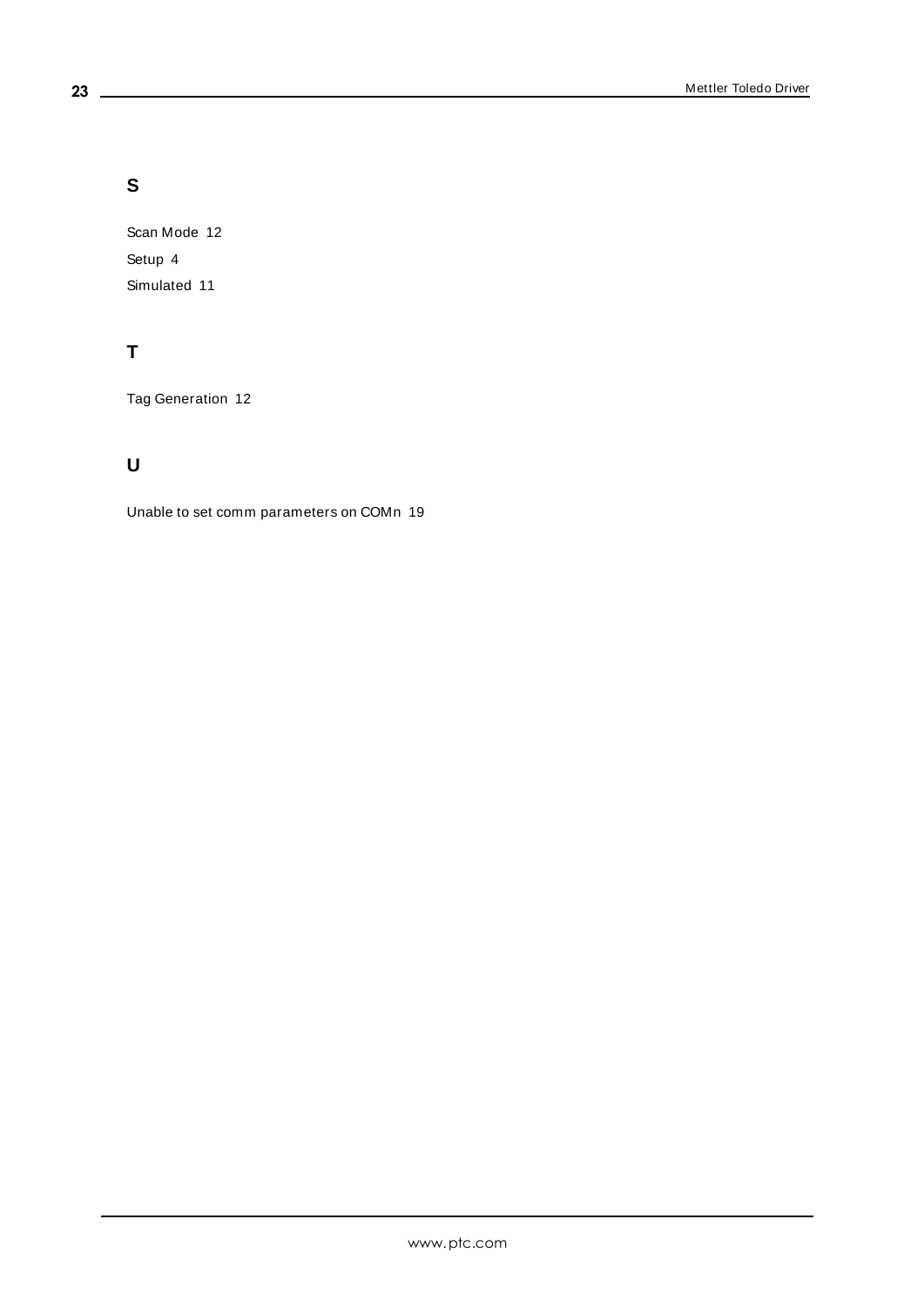## S

Scan Mode 12

Setup 4

Simulated 11

## T

Tag Generation 12

## U

Unable to set comm parameters on COMn 19